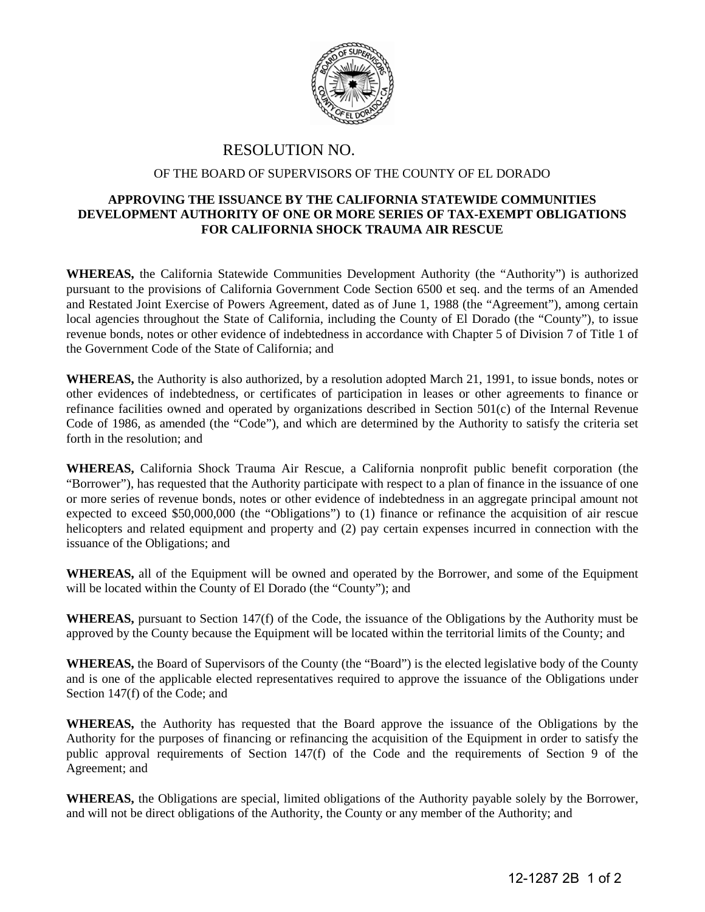# RESOLUTION NO.

OF THE BOARD OF SUPERVISORS OF THE COUNTY OF EL DORADO

**APPROVING THE ISSUANCE BY THE CALIFORNIA STATEWIDE COMMUNITIES DEVELOPMENT AUTHORITY OF ONE OR MORE SERIES OF TAX-EXEMPT OBLIGATIONS FOR CALIFORNIA SHOCK TRAUMA AIR RESCUE**

**WHEREAS,** the California Statewide Communities Development Authority (the "Authority") is authorized pursuant to the provisions of California Government Code Section 6500 et seq. and the terms of an Amended and Restated Joint Exercise of Powers Agreement, dated as of June 1, 1988 (the "Agreement"), among certain local agencies throughout the State of California, including the County of El Dorado (the "County"), to issue revenue bonds, notes or other evidence of indebtedness in accordance with Chapter 5 of Division 7 of Title 1 of the Government Code of the State of California; and

**WHEREAS,** the Authority is also authorized, by a resolution adopted March 21, 1991, to issue bonds, notes or other evidences of indebtedness, or certificates of participation in leases or other agreements to finance or refinance facilities owned and operated by organizations described in Section 501(c) of the Internal Revenue Code of 1986, as amended (the "Code"), and which are determined by the Authority to satisfy the criteria set forth in the resolution; and

**WHEREAS,** California Shock Trauma Air Rescue, a California nonprofit public benefit corporation (the "Borrower"), has requested that the Authority participate with respect to a plan of finance in the issuance of one or more series of revenue bonds, notes or other evidence of indebtedness in an aggregate principal amount not expected to exceed $50,000,000 (the "Obligations") to (1) finance or refinance the acquisition of air rescue helicopters and related equipment and property and (2) pay certain expenses incurred in connection with the issuance of the Obligations; and

**WHEREAS,** all of the Equipment will be owned and operated by the Borrower, and some of the Equipment will be located within the County of El Dorado (the "County"); and

**WHEREAS,** pursuant to Section 147(f) of the Code, the issuance of the Obligations by the Authority must be approved by the County because the Equipment will be located within the territorial limits of the County; and

**WHEREAS,** the Board of Supervisors of the County (the "Board") is the elected legislative body of the County and is one of the applicable elected representatives required to approve the issuance of the Obligations under Section 147(f) of the Code; and

**WHEREAS,** the Authority has requested that the Board approve the issuance of the Obligations by the Authority for the purposes of financing or refinancing the acquisition of the Equipment in order to satisfy the public approval requirements of Section 147(f) of the Code and the requirements of Section 9 of the Agreement; and

**WHEREAS,** the Obligations are special, limited obligations of the Authority payable solely by the Borrower, and will not be direct obligations of the Authority, the County or any member of the Authority; and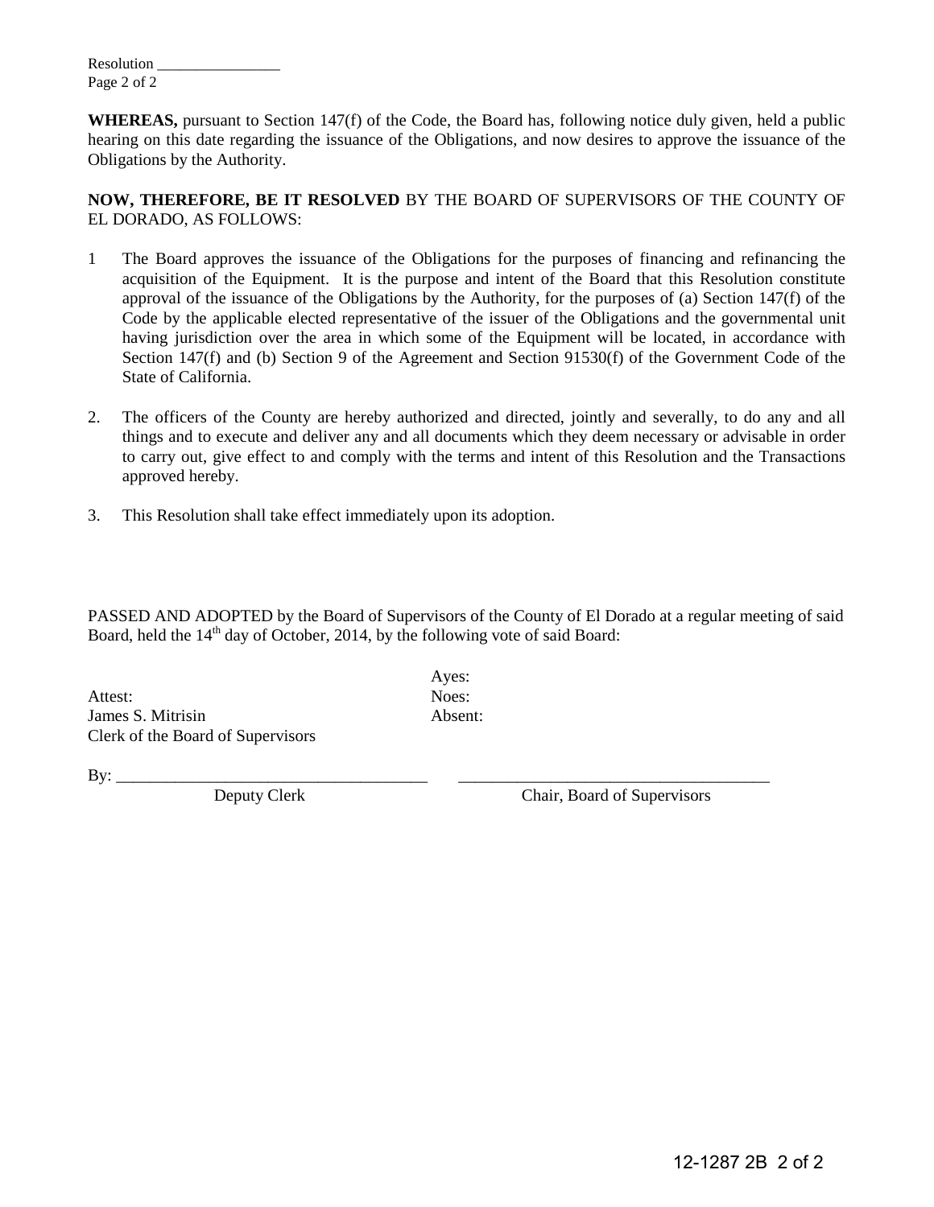**WHEREAS,** pursuant to Section 147(f) of the Code, the Board has, following notice duly given, held a public hearing on this date regarding the issuance of the Obligations, and now desires to approve the issuance of the Obligations by the Authority.

**NOW, THEREFORE, BE IT RESOLVED** BY THE BOARD OF SUPERVISORS OF THE COUNTY OF EL DORADO, AS FOLLOWS:

1 The Board approves the issuance of the Obligations for the purposes of financing and refinancing the acquisition of the Equipment. It is the purpose and intent of the Board that this Resolution constitute approval of the issuance of the Obligations by the Authority, for the purposes of (a) Section 147(f) of the Code by the applicable elected representative of the issuer of the Obligations and the governmental unit having jurisdiction over the area in which some of the Equipment will be located, in accordance with Section 147(f) and (b) Section 9 of the Agreement and Section 91530(f) of the Government Code of the State of California.

2. The officers of the County are hereby authorized and directed, jointly and severally, to do any and all things and to execute and deliver any and all documents which they deem necessary or advisable in order to carry out, give effect to and comply with the terms and intent of this Resolution and the Transactions approved hereby.

3. This Resolution shall take effect immediately upon its adoption.

PASSED AND ADOPTED by the Board of Supervisors of the County of El Dorado at a regular meeting of said Board, held the 14th day of October, 2014, by the following vote of said Board:

Ayes:
Noes:
Absent:

Attest:
James S. Mitrisin
Clerk of the Board of Supervisors

By: ______________________________
Deputy Clerk

______________________________
Chair, Board of Supervisors

12-1287 2B